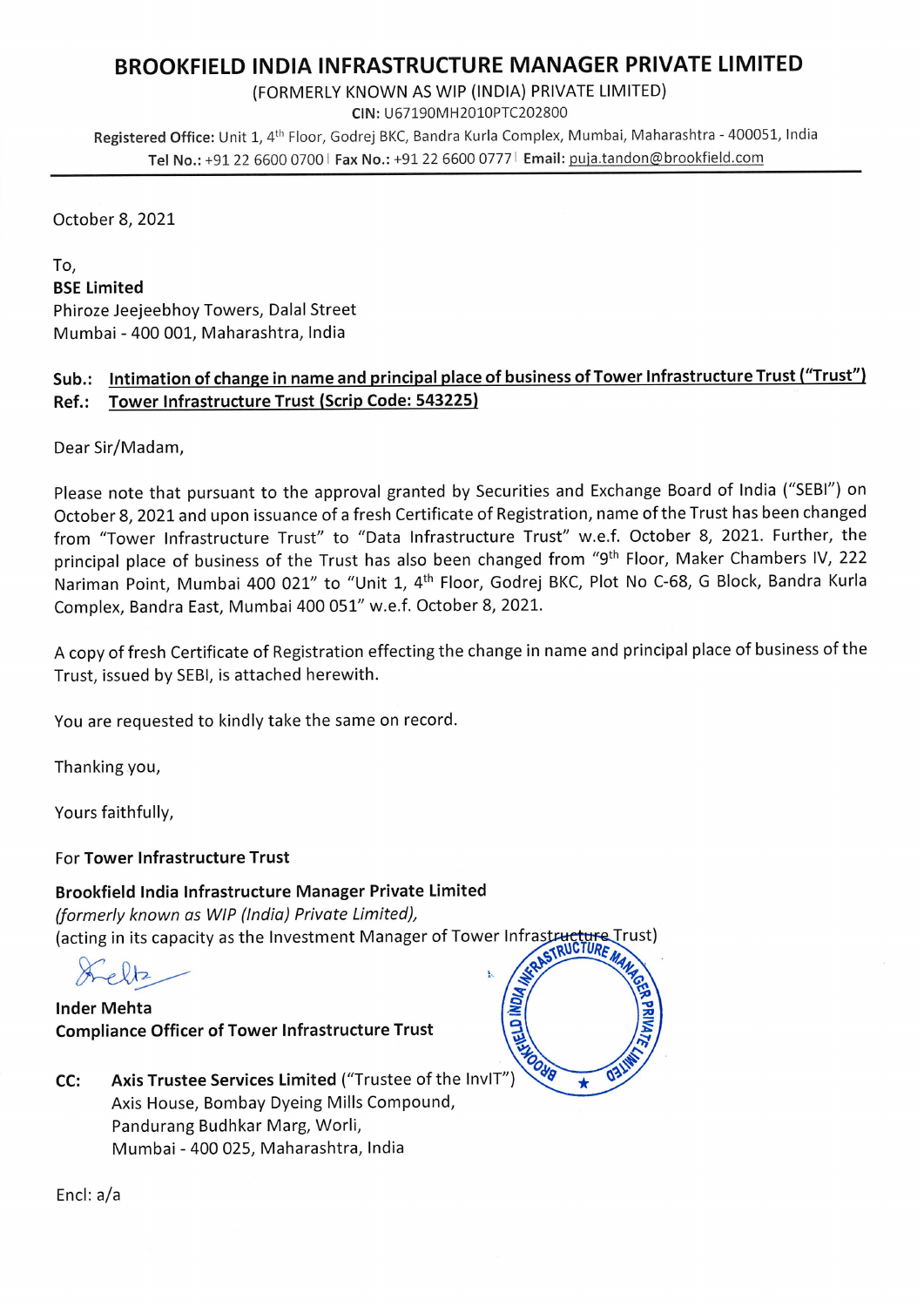# BROOKFIELD INDIA INFRASTRUCTURE MANAGER PRIVATE LIMITED

(FORMERLY KNOWN AS WIP (INDIA) PRIVATE LIMITED)

**CIN:** U67190MH2010PTC202800

**Registered Office:** Unit 1, 4th Floor, Godrej BKC, Bandra Kurla Complex, Mumbai, Maharashtra - 400051, India

**Tel No.:** +91 22 6600 0700 | **Fax No.:** +91 22 6600 0777 | **Email:** puja.tandon@brookfield.com

---

October 8, 2021

To,

**BSE Limited**
Phiroze Jeejeebhoy Towers, Dalal Street
Mumbai - 400 001, Maharashtra, India

**Sub.:** **Intimation of change in name and principal place of business of Tower Infrastructure Trust ("Trust")**
**Ref.:** **Tower Infrastructure Trust (Scrip Code: 543225)**

Dear Sir/Madam,

Please note that pursuant to the approval granted by Securities and Exchange Board of India ("SEBI") on October 8, 2021 and upon issuance of a fresh Certificate of Registration, name of the Trust has been changed from "Tower Infrastructure Trust" to "Data Infrastructure Trust" w.e.f. October 8, 2021. Further, the principal place of business of the Trust has also been changed from "9th Floor, Maker Chambers IV, 222 Nariman Point, Mumbai 400 021" to "Unit 1, 4th Floor, Godrej BKC, Plot No C-68, G Block, Bandra Kurla Complex, Bandra East, Mumbai 400 051" w.e.f. October 8, 2021.

A copy of fresh Certificate of Registration effecting the change in name and principal place of business of the Trust, issued by SEBI, is attached herewith.

You are requested to kindly take the same on record.

Thanking you,

Yours faithfully,

For **Tower Infrastructure Trust**

**Brookfield India Infrastructure Manager Private Limited**
*(formerly known as WIP (India) Private Limited),*
(acting in its capacity as the Investment Manager of Tower Infrastructure Trust)

**Inder Mehta**
**Compliance Officer of Tower Infrastructure Trust**

**CC:** **Axis Trustee Services Limited** ("Trustee of the InvIT")
Axis House, Bombay Dyeing Mills Compound,
Pandurang Budhkar Marg, Worli,
Mumbai - 400 025, Maharashtra, India

Encl: a/a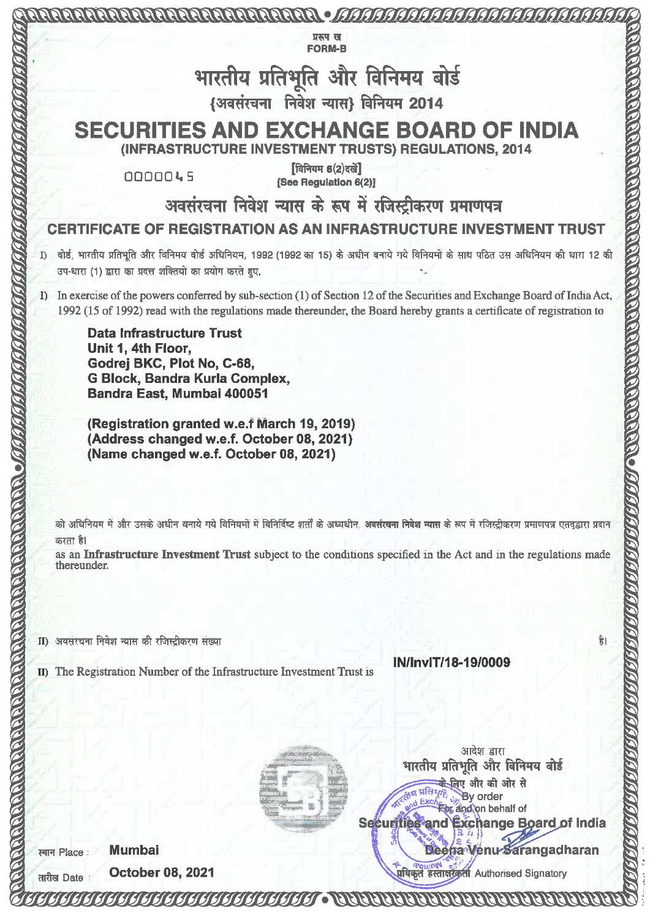प्ररूप ख
FORM-B

# भारतीय प्रतिभूति और विनिमय बोर्ड

## {अवसंरचना निवेश न्यास} विनियम 2014

# SECURITIES AND EXCHANGE BOARD OF INDIA

## (INFRASTRUCTURE INVESTMENT TRUSTS) REGULATIONS, 2014

0000045

[विनियम 6(2)देखें]
[See Regulation 6(2)]

## अवसंरचना निवेश न्यास के रूप में रजिस्ट्रीकरण प्रमाणपत्र

## CERTIFICATE OF REGISTRATION AS AN INFRASTRUCTURE INVESTMENT TRUST

I) बोर्ड, भारतीय प्रतिभूति और विनिमय बोर्ड अधिनियम, 1992 (1992 का 15) के अधीन बनाये गये विनियमों के साथ पठित उस अधिनियम की धारा 12 की उप-धारा (1) द्वारा का प्रदत्त शक्तियों का प्रयोग करते हुए,

I) In exercise of the powers conferred by sub-section (1) of Section 12 of the Securities and Exchange Board of India Act, 1992 (15 of 1992) read with the regulations made thereunder, the Board hereby grants a certificate of registration to

**Data Infrastructure Trust**
**Unit 1, 4th Floor,**
**Godrej BKC, Plot No, C-68,**
**G Block, Bandra Kurla Complex,**
**Bandra East, Mumbai 400051**

**(Registration granted w.e.f March 19, 2019)**
**(Address changed w.e.f. October 08, 2021)**
**(Name changed w.e.f. October 08, 2021)**

को अधिनियम में और उसके अधीन बनाये गये विनियमों में विनिर्दिष्ट शर्तों के अध्यधीन, **अवसंरचना निवेश न्यास** के रूप में रजिस्ट्रीकरण प्रमाणपत्र एतद्द्वारा प्रदान करता है।

as an **Infrastructure Investment Trust** subject to the conditions specified in the Act and in the regulations made thereunder.

II) अवसंरचना निवेश न्यास की रजिस्ट्रीकरण संख्या है।

II) The Registration Number of the Infrastructure Investment Trust is **IN/InvIT/18-19/0009**

आदेश द्वारा
भारतीय प्रतिभूति और विनिमय बोर्ड
के लिए और की ओर से
By order
For and on behalf of
**Securities and Exchange Board of India**

**Deena Venu Sarangadharan**
प्राधिकृत हस्ताक्षरकर्ता Authorised Signatory

स्थान Place : **Mumbai**

तारीख Date : **October 08, 2021**